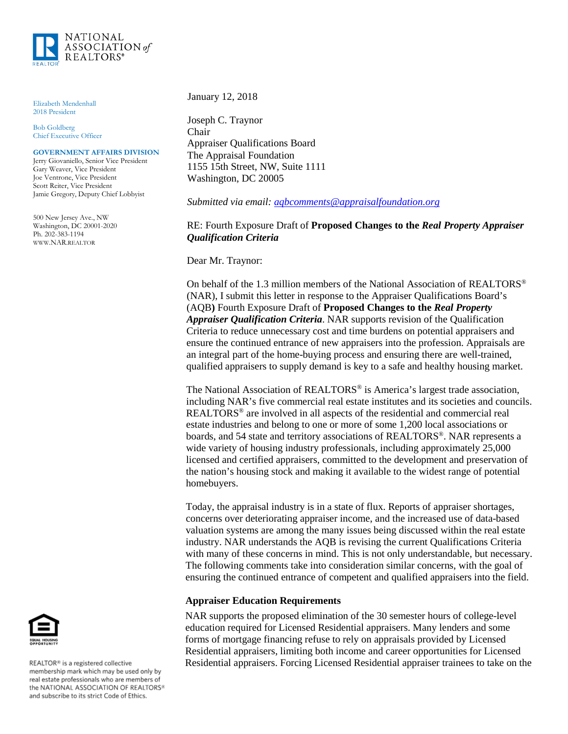NATIONAL ASSOCIATION of REALTORS®

Elizabeth Mendenhall
2018 President

Bob Goldberg
Chief Executive Officer

**GOVERNMENT AFFAIRS DIVISION**
Jerry Giovaniello, Senior Vice President
Gary Weaver, Vice President
Joe Ventrone, Vice President
Scott Reiter, Vice President
Jamie Gregory, Deputy Chief Lobbyist

500 New Jersey Ave., NW
Washington, DC 20001-2020
Ph. 202-383-1194
WWW.NAR.REALTOR

January 12, 2018

Joseph C. Traynor
Chair
Appraiser Qualifications Board
The Appraisal Foundation
1155 15th Street, NW, Suite 1111
Washington, DC 20005

*Submitted via email: aqbcomments@appraisalfoundation.org*

RE: Fourth Exposure Draft of **Proposed Changes to the *Real Property Appraiser Qualification Criteria***

Dear Mr. Traynor:

On behalf of the 1.3 million members of the National Association of REALTORS® (NAR), I submit this letter in response to the Appraiser Qualifications Board's (AQB**)** Fourth Exposure Draft of **Proposed Changes to the *Real Property Appraiser Qualification Criteria***. NAR supports revision of the Qualification Criteria to reduce unnecessary cost and time burdens on potential appraisers and ensure the continued entrance of new appraisers into the profession. Appraisals are an integral part of the home-buying process and ensuring there are well-trained, qualified appraisers to supply demand is key to a safe and healthy housing market.

The National Association of REALTORS® is America's largest trade association, including NAR's five commercial real estate institutes and its societies and councils. REALTORS® are involved in all aspects of the residential and commercial real estate industries and belong to one or more of some 1,200 local associations or boards, and 54 state and territory associations of REALTORS®. NAR represents a wide variety of housing industry professionals, including approximately 25,000 licensed and certified appraisers, committed to the development and preservation of the nation's housing stock and making it available to the widest range of potential homebuyers.

Today, the appraisal industry is in a state of flux. Reports of appraiser shortages, concerns over deteriorating appraiser income, and the increased use of data-based valuation systems are among the many issues being discussed within the real estate industry. NAR understands the AQB is revising the current Qualifications Criteria with many of these concerns in mind. This is not only understandable, but necessary. The following comments take into consideration similar concerns, with the goal of ensuring the continued entrance of competent and qualified appraisers into the field.

**Appraiser Education Requirements**

NAR supports the proposed elimination of the 30 semester hours of college-level education required for Licensed Residential appraisers. Many lenders and some forms of mortgage financing refuse to rely on appraisals provided by Licensed Residential appraisers, limiting both income and career opportunities for Licensed Residential appraisers. Forcing Licensed Residential appraiser trainees to take on the

REALTOR® is a registered collective membership mark which may be used only by real estate professionals who are members of the NATIONAL ASSOCIATION OF REALTORS® and subscribe to its strict Code of Ethics.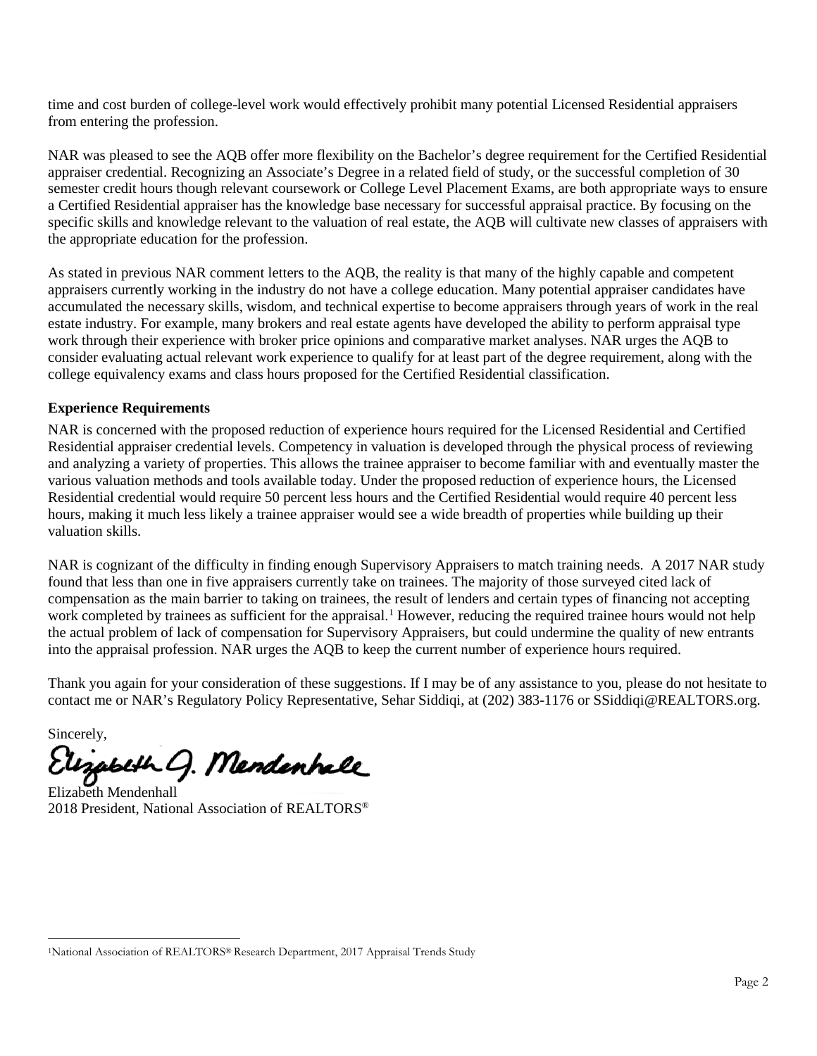time and cost burden of college-level work would effectively prohibit many potential Licensed Residential appraisers from entering the profession.

NAR was pleased to see the AQB offer more flexibility on the Bachelor's degree requirement for the Certified Residential appraiser credential. Recognizing an Associate's Degree in a related field of study, or the successful completion of 30 semester credit hours though relevant coursework or College Level Placement Exams, are both appropriate ways to ensure a Certified Residential appraiser has the knowledge base necessary for successful appraisal practice. By focusing on the specific skills and knowledge relevant to the valuation of real estate, the AQB will cultivate new classes of appraisers with the appropriate education for the profession.

As stated in previous NAR comment letters to the AQB, the reality is that many of the highly capable and competent appraisers currently working in the industry do not have a college education. Many potential appraiser candidates have accumulated the necessary skills, wisdom, and technical expertise to become appraisers through years of work in the real estate industry. For example, many brokers and real estate agents have developed the ability to perform appraisal type work through their experience with broker price opinions and comparative market analyses. NAR urges the AQB to consider evaluating actual relevant work experience to qualify for at least part of the degree requirement, along with the college equivalency exams and class hours proposed for the Certified Residential classification.

**Experience Requirements**

NAR is concerned with the proposed reduction of experience hours required for the Licensed Residential and Certified Residential appraiser credential levels. Competency in valuation is developed through the physical process of reviewing and analyzing a variety of properties. This allows the trainee appraiser to become familiar with and eventually master the various valuation methods and tools available today. Under the proposed reduction of experience hours, the Licensed Residential credential would require 50 percent less hours and the Certified Residential would require 40 percent less hours, making it much less likely a trainee appraiser would see a wide breadth of properties while building up their valuation skills.

NAR is cognizant of the difficulty in finding enough Supervisory Appraisers to match training needs. A 2017 NAR study found that less than one in five appraisers currently take on trainees. The majority of those surveyed cited lack of compensation as the main barrier to taking on trainees, the result of lenders and certain types of financing not accepting work completed by trainees as sufficient for the appraisal.[1] However, reducing the required trainee hours would not help the actual problem of lack of compensation for Supervisory Appraisers, but could undermine the quality of new entrants into the appraisal profession. NAR urges the AQB to keep the current number of experience hours required.

Thank you again for your consideration of these suggestions. If I may be of any assistance to you, please do not hesitate to contact me or NAR's Regulatory Policy Representative, Sehar Siddiqi, at (202) 383-1176 or SSiddiqi@REALTORS.org.

Sincerely,

Elizabeth Mendenhall
2018 President, National Association of REALTORS®

---

[1] National Association of REALTORS® Research Department, 2017 Appraisal Trends Study